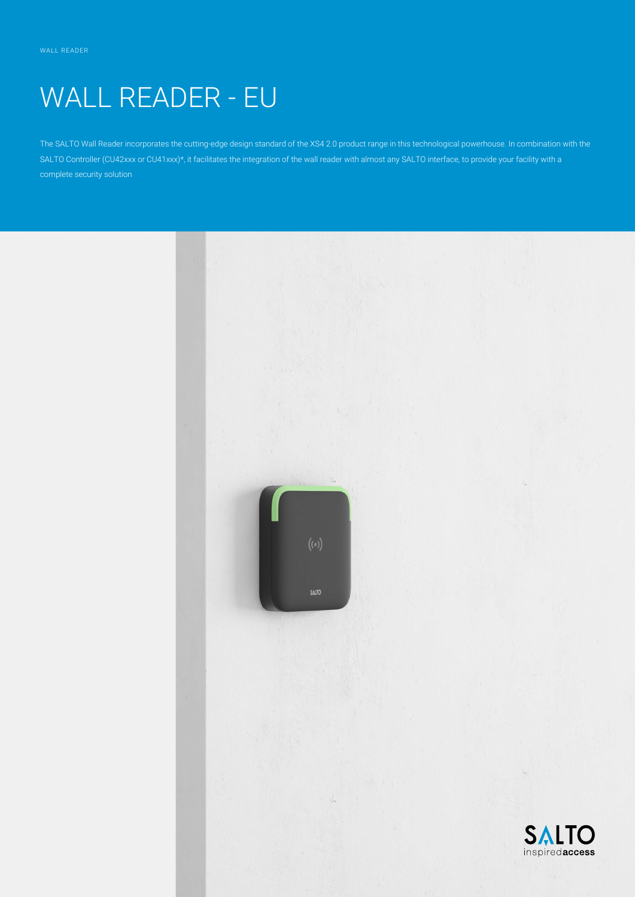WALL READER

# WALL READER - EU

The SALTO Wall Reader incorporates the cutting-edge design standard of the XS4 2.0 product range in this technological powerhouse. In combination with the SALTO Controller (CU42xxx or CU41xxx)*, it facilitates the integration of the wall reader with almost any SALTO interface, to provide your facility with a complete security solution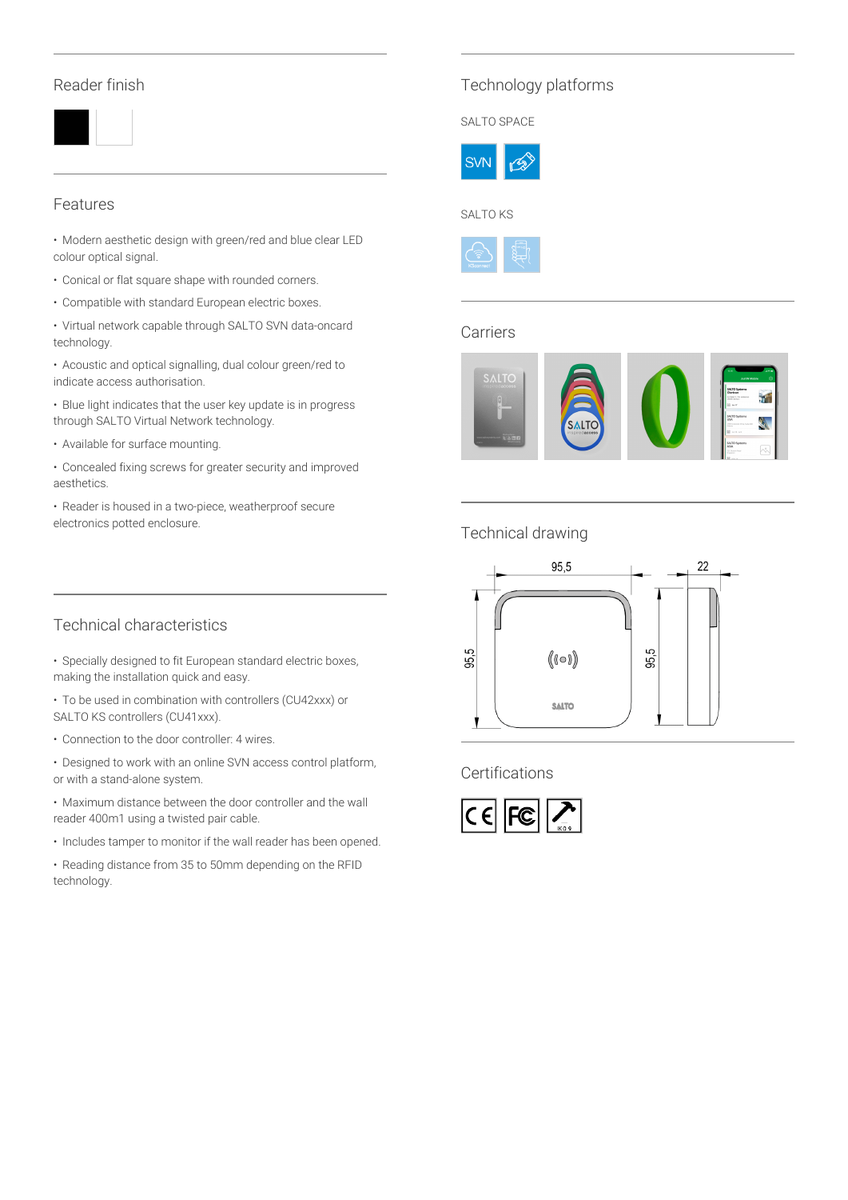## Reader finish

## Features

- Modern aesthetic design with green/red and blue clear LED colour optical signal.
- Conical or flat square shape with rounded corners.
- Compatible with standard European electric boxes.
- Virtual network capable through SALTO SVN data-oncard technology.
- Acoustic and optical signalling, dual colour green/red to indicate access authorisation.
- Blue light indicates that the user key update is in progress through SALTO Virtual Network technology.
- Available for surface mounting.
- Concealed fixing screws for greater security and improved aesthetics.
- Reader is housed in a two-piece, weatherproof secure electronics potted enclosure.

## Technical characteristics

- Specially designed to fit European standard electric boxes, making the installation quick and easy.
- To be used in combination with controllers (CU42xxx) or SALTO KS controllers (CU41xxx).
- Connection to the door controller: 4 wires.
- Designed to work with an online SVN access control platform, or with a stand-alone system.
- Maximum distance between the door controller and the wall reader 400m1 using a twisted pair cable.
- Includes tamper to monitor if the wall reader has been opened.
- Reading distance from 35 to 50mm depending on the RFID technology.

## Technology platforms

SALTO SPACE

SVN

SALTO KS

## Carriers

## Technical drawing

95,5

22

95,5

95,5

SALTO

## Certifications

IK0 9